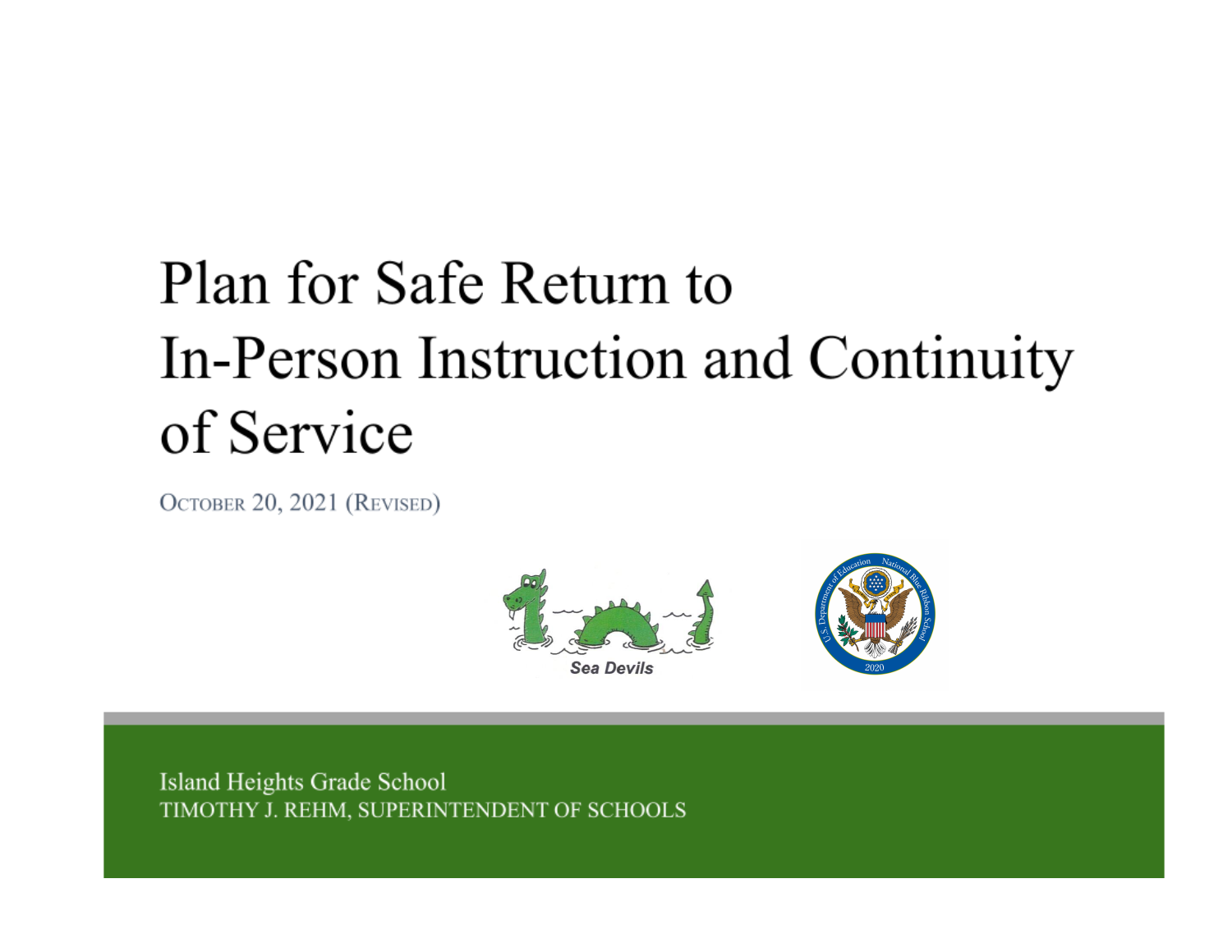# Plan for Safe Return to In-Person Instruction and Continuity of Service

OCTOBER 20, 2021 (REVISED)

Sea Devils

Island Heights Grade School
TIMOTHY J. REHM, SUPERINTENDENT OF SCHOOLS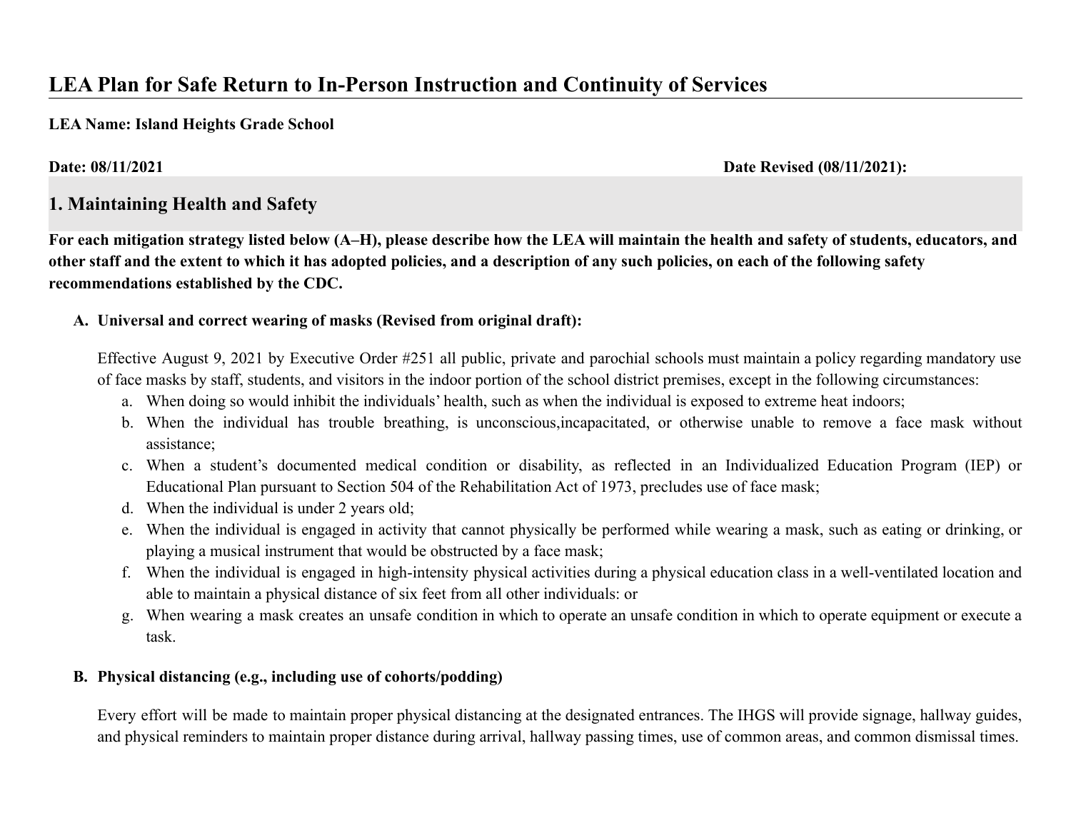## LEA Plan for Safe Return to In-Person Instruction and Continuity of Services

**LEA Name: Island Heights Grade School**

**Date: 08/11/2021** **Date Revised (08/11/2021):**

### 1. Maintaining Health and Safety

**For each mitigation strategy listed below (A–H), please describe how the LEA will maintain the health and safety of students, educators, and other staff and the extent to which it has adopted policies, and a description of any such policies, on each of the following safety recommendations established by the CDC.**

A. **Universal and correct wearing of masks (Revised from original draft):**

Effective August 9, 2021 by Executive Order #251 all public, private and parochial schools must maintain a policy regarding mandatory use of face masks by staff, students, and visitors in the indoor portion of the school district premises, except in the following circumstances:

a. When doing so would inhibit the individuals' health, such as when the individual is exposed to extreme heat indoors;
b. When the individual has trouble breathing, is unconscious,incapacitated, or otherwise unable to remove a face mask without assistance;
c. When a student's documented medical condition or disability, as reflected in an Individualized Education Program (IEP) or Educational Plan pursuant to Section 504 of the Rehabilitation Act of 1973, precludes use of face mask;
d. When the individual is under 2 years old;
e. When the individual is engaged in activity that cannot physically be performed while wearing a mask, such as eating or drinking, or playing a musical instrument that would be obstructed by a face mask;
f. When the individual is engaged in high-intensity physical activities during a physical education class in a well-ventilated location and able to maintain a physical distance of six feet from all other individuals: or
g. When wearing a mask creates an unsafe condition in which to operate an unsafe condition in which to operate equipment or execute a task.

B. **Physical distancing (e.g., including use of cohorts/podding)**

Every effort will be made to maintain proper physical distancing at the designated entrances. The IHGS will provide signage, hallway guides, and physical reminders to maintain proper distance during arrival, hallway passing times, use of common areas, and common dismissal times.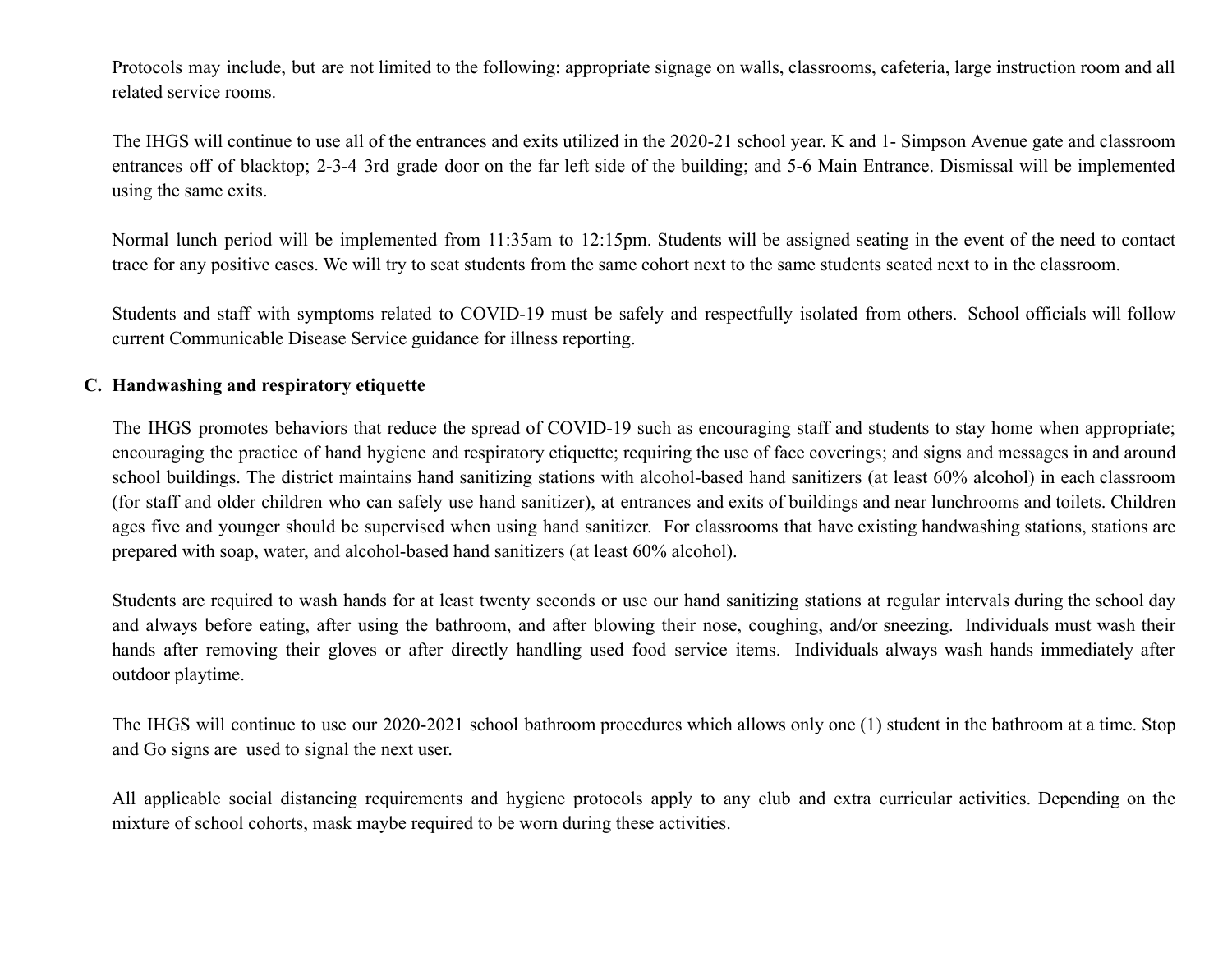Protocols may include, but are not limited to the following: appropriate signage on walls, classrooms, cafeteria, large instruction room and all related service rooms.

The IHGS will continue to use all of the entrances and exits utilized in the 2020-21 school year. K and 1- Simpson Avenue gate and classroom entrances off of blacktop; 2-3-4 3rd grade door on the far left side of the building; and 5-6 Main Entrance. Dismissal will be implemented using the same exits.

Normal lunch period will be implemented from 11:35am to 12:15pm. Students will be assigned seating in the event of the need to contact trace for any positive cases. We will try to seat students from the same cohort next to the same students seated next to in the classroom.

Students and staff with symptoms related to COVID-19 must be safely and respectfully isolated from others. School officials will follow current Communicable Disease Service guidance for illness reporting.

### C. Handwashing and respiratory etiquette

The IHGS promotes behaviors that reduce the spread of COVID-19 such as encouraging staff and students to stay home when appropriate; encouraging the practice of hand hygiene and respiratory etiquette; requiring the use of face coverings; and signs and messages in and around school buildings. The district maintains hand sanitizing stations with alcohol-based hand sanitizers (at least 60% alcohol) in each classroom (for staff and older children who can safely use hand sanitizer), at entrances and exits of buildings and near lunchrooms and toilets. Children ages five and younger should be supervised when using hand sanitizer. For classrooms that have existing handwashing stations, stations are prepared with soap, water, and alcohol-based hand sanitizers (at least 60% alcohol).

Students are required to wash hands for at least twenty seconds or use our hand sanitizing stations at regular intervals during the school day and always before eating, after using the bathroom, and after blowing their nose, coughing, and/or sneezing. Individuals must wash their hands after removing their gloves or after directly handling used food service items. Individuals always wash hands immediately after outdoor playtime.

The IHGS will continue to use our 2020-2021 school bathroom procedures which allows only one (1) student in the bathroom at a time. Stop and Go signs are used to signal the next user.

All applicable social distancing requirements and hygiene protocols apply to any club and extra curricular activities. Depending on the mixture of school cohorts, mask maybe required to be worn during these activities.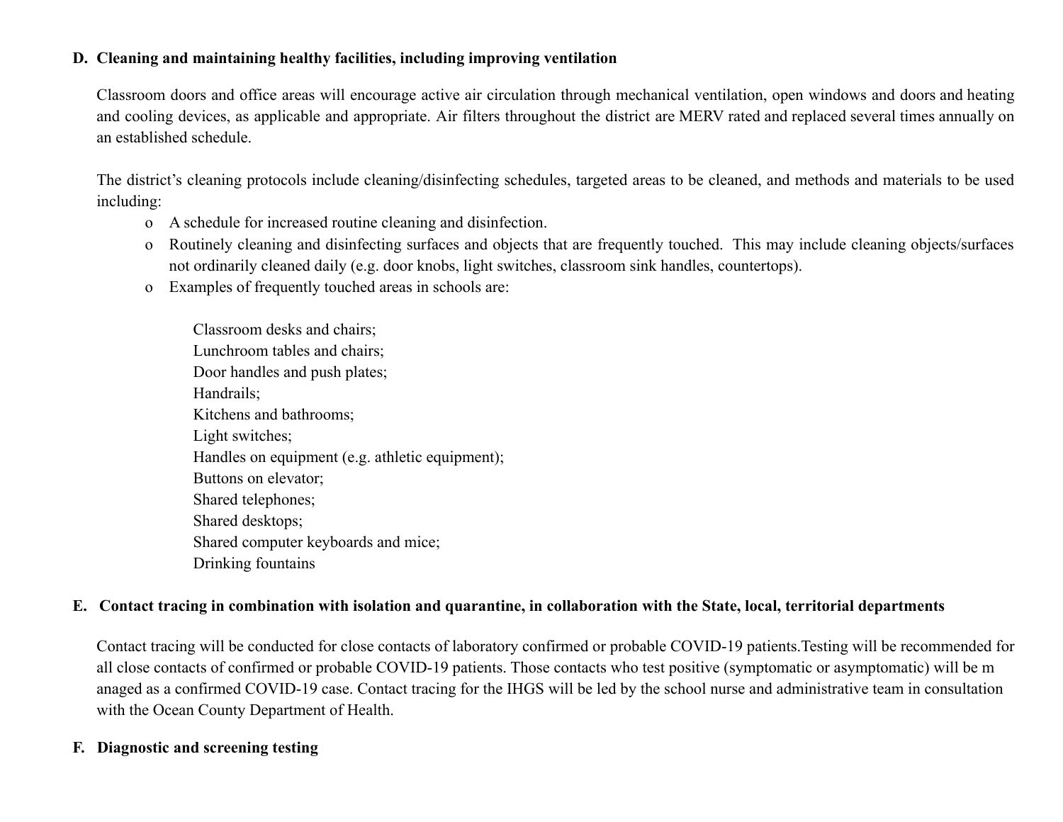**D. Cleaning and maintaining healthy facilities, including improving ventilation**

Classroom doors and office areas will encourage active air circulation through mechanical ventilation, open windows and doors and heating and cooling devices, as applicable and appropriate. Air filters throughout the district are MERV rated and replaced several times annually on an established schedule.

The district's cleaning protocols include cleaning/disinfecting schedules, targeted areas to be cleaned, and methods and materials to be used including:

- A schedule for increased routine cleaning and disinfection.
- Routinely cleaning and disinfecting surfaces and objects that are frequently touched. This may include cleaning objects/surfaces not ordinarily cleaned daily (e.g. door knobs, light switches, classroom sink handles, countertops).
- Examples of frequently touched areas in schools are:

  Classroom desks and chairs;
  Lunchroom tables and chairs;
  Door handles and push plates;
  Handrails;
  Kitchens and bathrooms;
  Light switches;
  Handles on equipment (e.g. athletic equipment);
  Buttons on elevator;
  Shared telephones;
  Shared desktops;
  Shared computer keyboards and mice;
  Drinking fountains

**E. Contact tracing in combination with isolation and quarantine, in collaboration with the State, local, territorial departments**

Contact tracing will be conducted for close contacts of laboratory confirmed or probable COVID-19 patients.Testing will be recommended for all close contacts of confirmed or probable COVID-19 patients. Those contacts who test positive (symptomatic or asymptomatic) will be m anaged as a confirmed COVID-19 case. Contact tracing for the IHGS will be led by the school nurse and administrative team in consultation with the Ocean County Department of Health.

**F. Diagnostic and screening testing**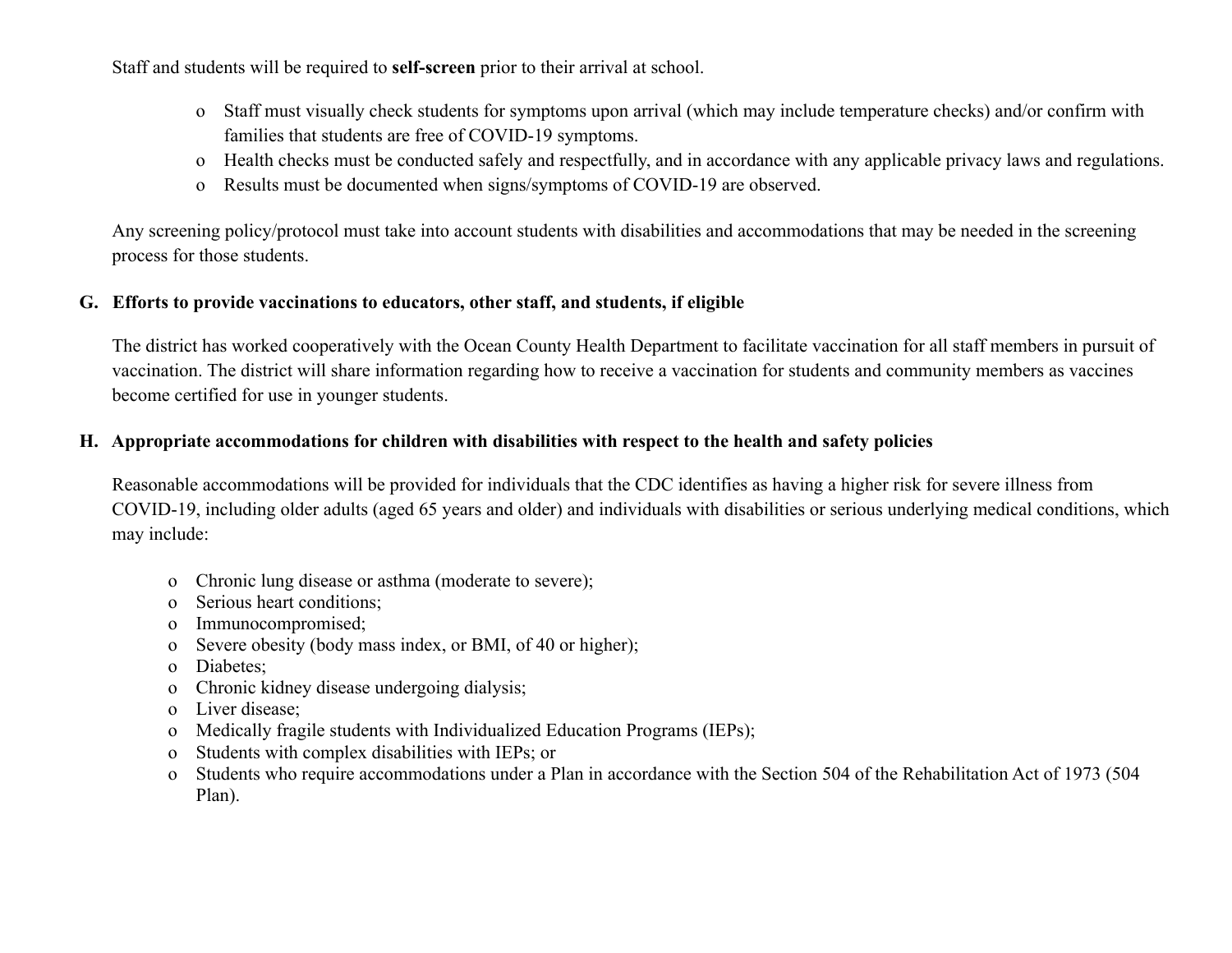Staff and students will be required to **self-screen** prior to their arrival at school.

- Staff must visually check students for symptoms upon arrival (which may include temperature checks) and/or confirm with families that students are free of COVID-19 symptoms.
- Health checks must be conducted safely and respectfully, and in accordance with any applicable privacy laws and regulations.
- Results must be documented when signs/symptoms of COVID-19 are observed.

Any screening policy/protocol must take into account students with disabilities and accommodations that may be needed in the screening process for those students.

### G. Efforts to provide vaccinations to educators, other staff, and students, if eligible

The district has worked cooperatively with the Ocean County Health Department to facilitate vaccination for all staff members in pursuit of vaccination. The district will share information regarding how to receive a vaccination for students and community members as vaccines become certified for use in younger students.

### H. Appropriate accommodations for children with disabilities with respect to the health and safety policies

Reasonable accommodations will be provided for individuals that the CDC identifies as having a higher risk for severe illness from COVID-19, including older adults (aged 65 years and older) and individuals with disabilities or serious underlying medical conditions, which may include:

- Chronic lung disease or asthma (moderate to severe);
- Serious heart conditions;
- Immunocompromised;
- Severe obesity (body mass index, or BMI, of 40 or higher);
- Diabetes;
- Chronic kidney disease undergoing dialysis;
- Liver disease;
- Medically fragile students with Individualized Education Programs (IEPs);
- Students with complex disabilities with IEPs; or
- Students who require accommodations under a Plan in accordance with the Section 504 of the Rehabilitation Act of 1973 (504 Plan).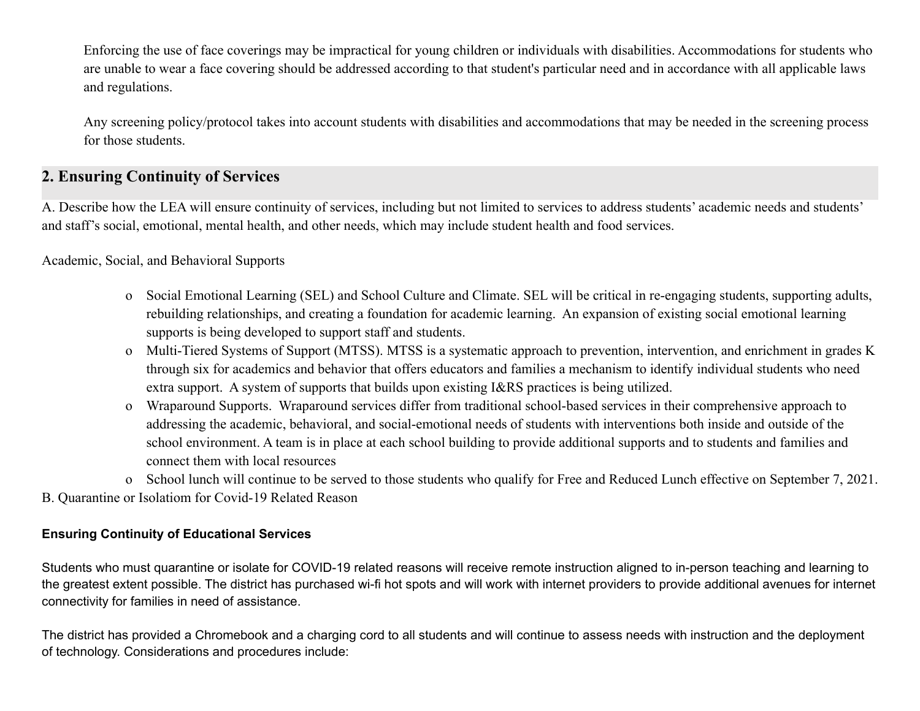Enforcing the use of face coverings may be impractical for young children or individuals with disabilities. Accommodations for students who are unable to wear a face covering should be addressed according to that student's particular need and in accordance with all applicable laws and regulations.

Any screening policy/protocol takes into account students with disabilities and accommodations that may be needed in the screening process for those students.

## 2. Ensuring Continuity of Services

A. Describe how the LEA will ensure continuity of services, including but not limited to services to address students' academic needs and students' and staff's social, emotional, mental health, and other needs, which may include student health and food services.

Academic, Social, and Behavioral Supports

- Social Emotional Learning (SEL) and School Culture and Climate. SEL will be critical in re-engaging students, supporting adults, rebuilding relationships, and creating a foundation for academic learning. An expansion of existing social emotional learning supports is being developed to support staff and students.
- Multi-Tiered Systems of Support (MTSS). MTSS is a systematic approach to prevention, intervention, and enrichment in grades K through six for academics and behavior that offers educators and families a mechanism to identify individual students who need extra support. A system of supports that builds upon existing I&RS practices is being utilized.
- Wraparound Supports. Wraparound services differ from traditional school-based services in their comprehensive approach to addressing the academic, behavioral, and social-emotional needs of students with interventions both inside and outside of the school environment. A team is in place at each school building to provide additional supports and to students and families and connect them with local resources
- School lunch will continue to be served to those students who qualify for Free and Reduced Lunch effective on September 7, 2021.

B. Quarantine or Isolatiom for Covid-19 Related Reason

**Ensuring Continuity of Educational Services**

Students who must quarantine or isolate for COVID-19 related reasons will receive remote instruction aligned to in-person teaching and learning to the greatest extent possible. The district has purchased wi-fi hot spots and will work with internet providers to provide additional avenues for internet connectivity for families in need of assistance.

The district has provided a Chromebook and a charging cord to all students and will continue to assess needs with instruction and the deployment of technology. Considerations and procedures include: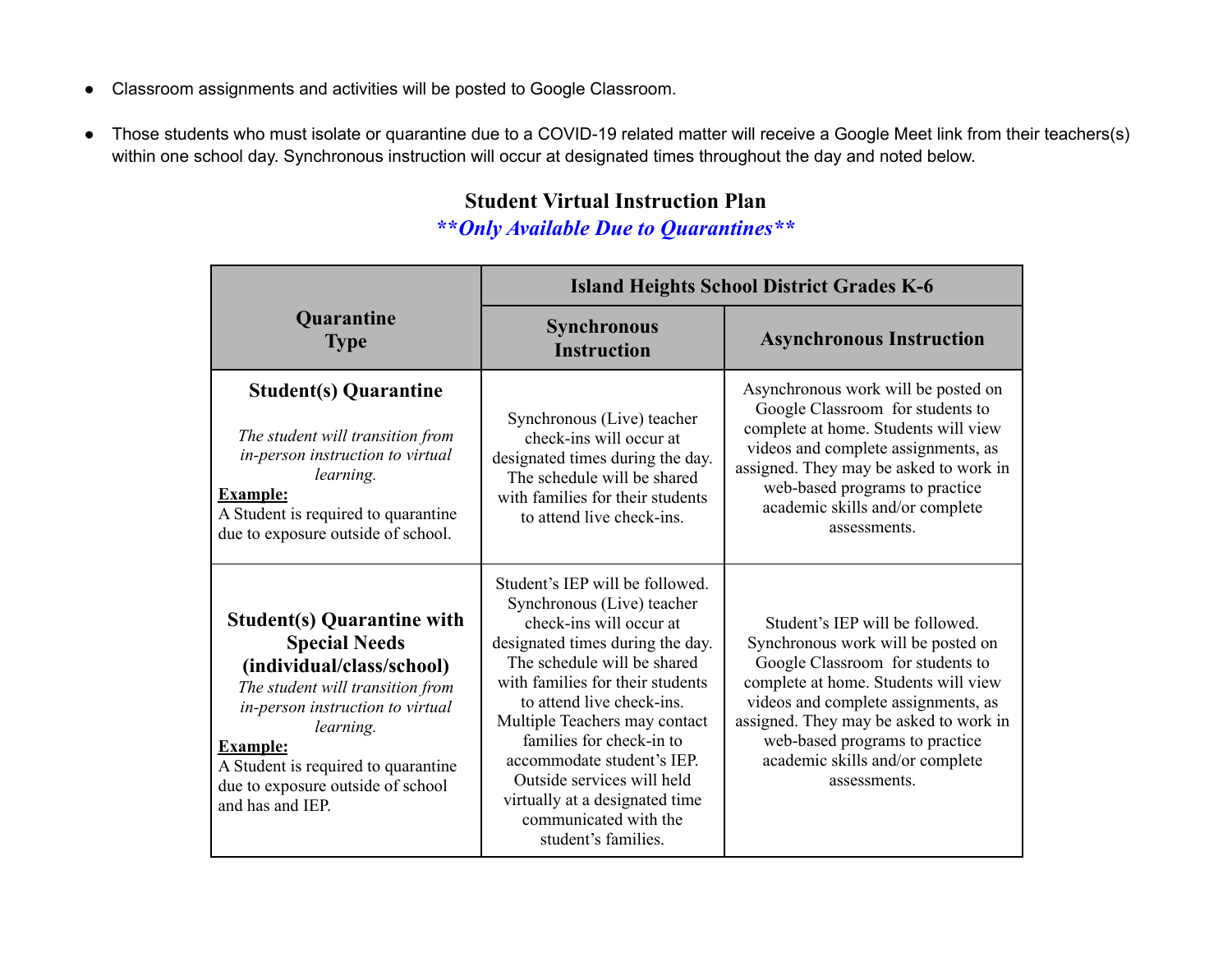- Classroom assignments and activities will be posted to Google Classroom.
- Those students who must isolate or quarantine due to a COVID-19 related matter will receive a Google Meet link from their teachers(s) within one school day. Synchronous instruction will occur at designated times throughout the day and noted below.

## Student Virtual Instruction Plan

***\*\*Only Available Due to Quarantines\*\****

| Quarantine Type | Island Heights School District Grades K-6 | |
|---|---|---|
| | **Synchronous Instruction** | **Asynchronous Instruction** |
| **Student(s) Quarantine**<br>*The student will transition from in-person instruction to virtual learning.*<br>**Example:**<br>A Student is required to quarantine due to exposure outside of school. | Synchronous (Live) teacher check-ins will occur at designated times during the day. The schedule will be shared with families for their students to attend live check-ins. | Asynchronous work will be posted on Google Classroom for students to complete at home. Students will view videos and complete assignments, as assigned. They may be asked to work in web-based programs to practice academic skills and/or complete assessments. |
| **Student(s) Quarantine with Special Needs (individual/class/school)**<br>*The student will transition from in-person instruction to virtual learning.*<br>**Example:**<br>A Student is required to quarantine due to exposure outside of school and has and IEP. | Student's IEP will be followed. Synchronous (Live) teacher check-ins will occur at designated times during the day. The schedule will be shared with families for their students to attend live check-ins. Multiple Teachers may contact families for check-in to accommodate student's IEP. Outside services will held virtually at a designated time communicated with the student's families. | Student's IEP will be followed. Synchronous work will be posted on Google Classroom for students to complete at home. Students will view videos and complete assignments, as assigned. They may be asked to work in web-based programs to practice academic skills and/or complete assessments. |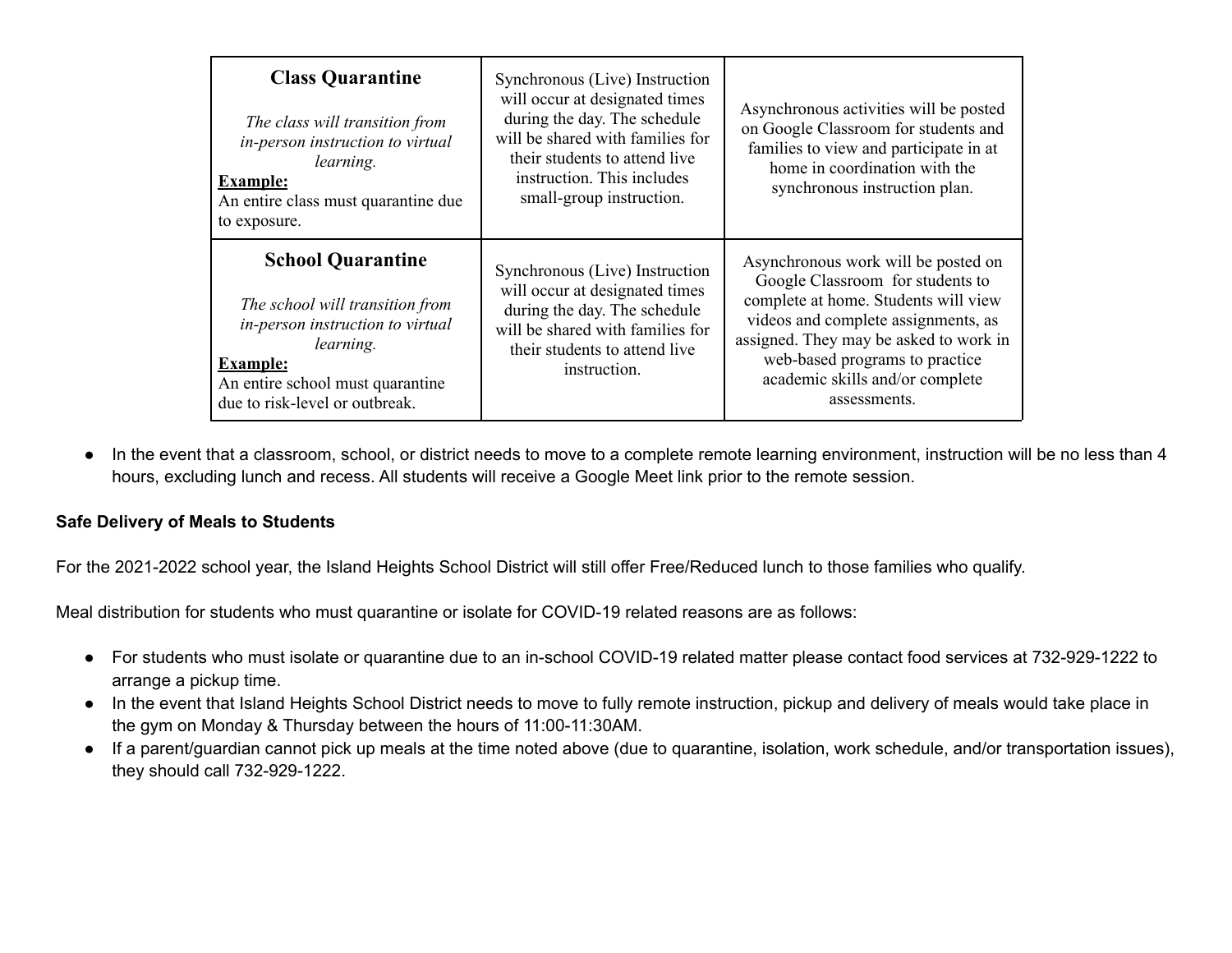| **Class Quarantine**<br><br>*The class will transition from in-person instruction to virtual learning.*<br>**Example:**<br>An entire class must quarantine due to exposure. | Synchronous (Live) Instruction will occur at designated times during the day. The schedule will be shared with families for their students to attend live instruction. This includes small-group instruction. | Asynchronous activities will be posted on Google Classroom for students and families to view and participate in at home in coordination with the synchronous instruction plan. |
|---|---|---|
| **School Quarantine**<br><br>*The school will transition from in-person instruction to virtual learning.*<br>**Example:**<br>An entire school must quarantine due to risk-level or outbreak. | Synchronous (Live) Instruction will occur at designated times during the day. The schedule will be shared with families for their students to attend live instruction. | Asynchronous work will be posted on Google Classroom for students to complete at home. Students will view videos and complete assignments, as assigned. They may be asked to work in web-based programs to practice academic skills and/or complete assessments. |

- In the event that a classroom, school, or district needs to move to a complete remote learning environment, instruction will be no less than 4 hours, excluding lunch and recess. All students will receive a Google Meet link prior to the remote session.

**Safe Delivery of Meals to Students**

For the 2021-2022 school year, the Island Heights School District will still offer Free/Reduced lunch to those families who qualify.

Meal distribution for students who must quarantine or isolate for COVID-19 related reasons are as follows:

- For students who must isolate or quarantine due to an in-school COVID-19 related matter please contact food services at 732-929-1222 to arrange a pickup time.
- In the event that Island Heights School District needs to move to fully remote instruction, pickup and delivery of meals would take place in the gym on Monday & Thursday between the hours of 11:00-11:30AM.
- If a parent/guardian cannot pick up meals at the time noted above (due to quarantine, isolation, work schedule, and/or transportation issues), they should call 732-929-1222.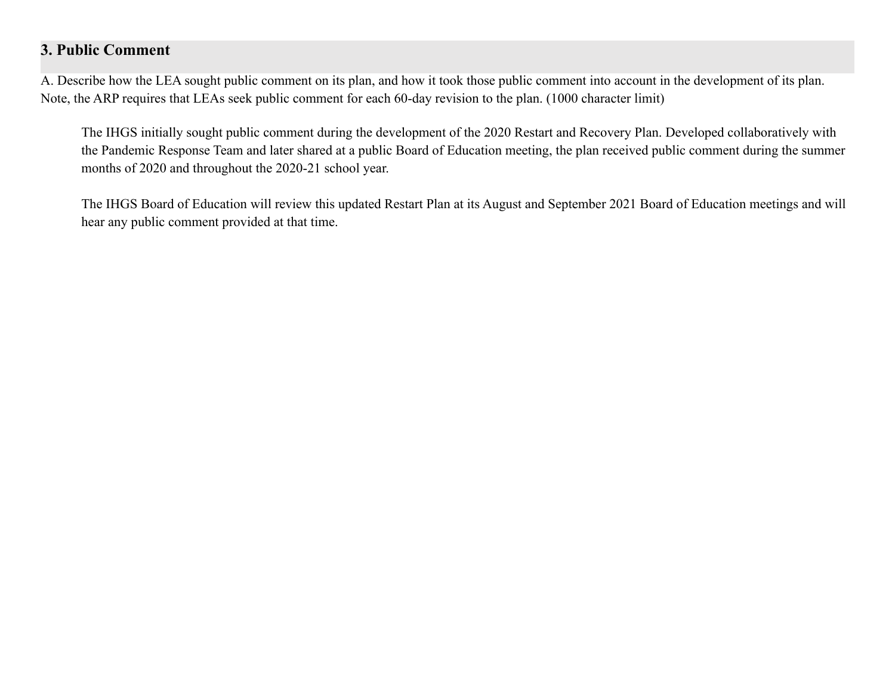## 3. Public Comment

A. Describe how the LEA sought public comment on its plan, and how it took those public comment into account in the development of its plan. Note, the ARP requires that LEAs seek public comment for each 60-day revision to the plan. (1000 character limit)

> The IHGS initially sought public comment during the development of the 2020 Restart and Recovery Plan. Developed collaboratively with the Pandemic Response Team and later shared at a public Board of Education meeting, the plan received public comment during the summer months of 2020 and throughout the 2020-21 school year.
>
> The IHGS Board of Education will review this updated Restart Plan at its August and September 2021 Board of Education meetings and will hear any public comment provided at that time.